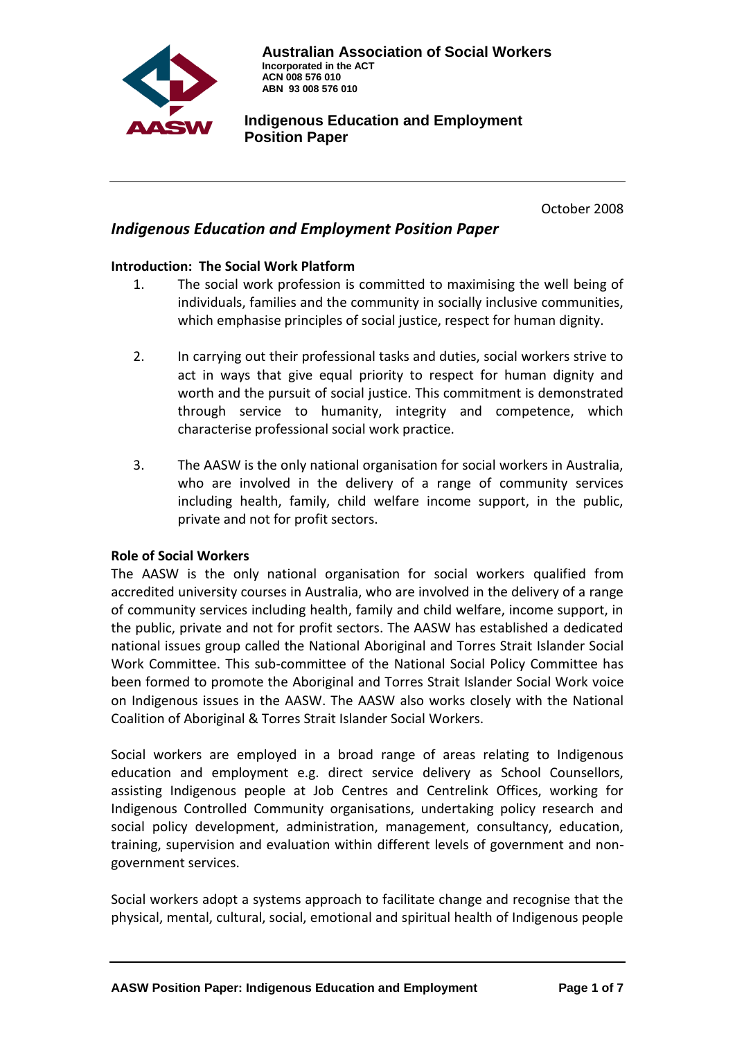**Australian Association of Social Workers**
**Incorporated in the ACT**
**ACN 008 576 010**
**ABN 93 008 576 010**

**Indigenous Education and Employment Position Paper**

October 2008

# *Indigenous Education and Employment Position Paper*

### Introduction: The Social Work Platform

1. The social work profession is committed to maximising the well being of individuals, families and the community in socially inclusive communities, which emphasise principles of social justice, respect for human dignity.

2. In carrying out their professional tasks and duties, social workers strive to act in ways that give equal priority to respect for human dignity and worth and the pursuit of social justice. This commitment is demonstrated through service to humanity, integrity and competence, which characterise professional social work practice.

3. The AASW is the only national organisation for social workers in Australia, who are involved in the delivery of a range of community services including health, family, child welfare income support, in the public, private and not for profit sectors.

### Role of Social Workers

The AASW is the only national organisation for social workers qualified from accredited university courses in Australia, who are involved in the delivery of a range of community services including health, family and child welfare, income support, in the public, private and not for profit sectors. The AASW has established a dedicated national issues group called the National Aboriginal and Torres Strait Islander Social Work Committee. This sub-committee of the National Social Policy Committee has been formed to promote the Aboriginal and Torres Strait Islander Social Work voice on Indigenous issues in the AASW. The AASW also works closely with the National Coalition of Aboriginal & Torres Strait Islander Social Workers.

Social workers are employed in a broad range of areas relating to Indigenous education and employment e.g. direct service delivery as School Counsellors, assisting Indigenous people at Job Centres and Centrelink Offices, working for Indigenous Controlled Community organisations, undertaking policy research and social policy development, administration, management, consultancy, education, training, supervision and evaluation within different levels of government and non-government services.

Social workers adopt a systems approach to facilitate change and recognise that the physical, mental, cultural, social, emotional and spiritual health of Indigenous people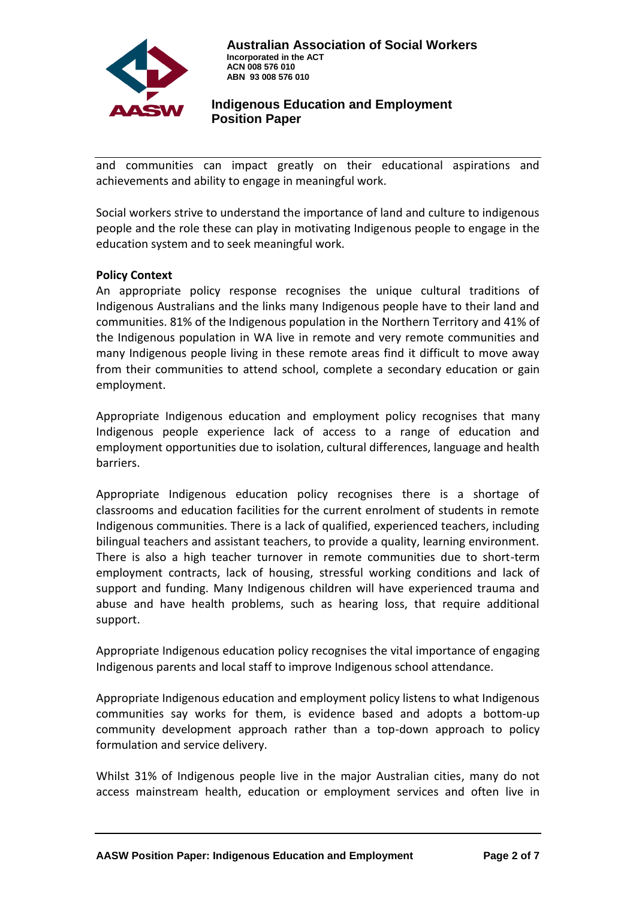and communities can impact greatly on their educational aspirations and achievements and ability to engage in meaningful work.

Social workers strive to understand the importance of land and culture to indigenous people and the role these can play in motivating Indigenous people to engage in the education system and to seek meaningful work.

**Policy Context**

An appropriate policy response recognises the unique cultural traditions of Indigenous Australians and the links many Indigenous people have to their land and communities. 81% of the Indigenous population in the Northern Territory and 41% of the Indigenous population in WA live in remote and very remote communities and many Indigenous people living in these remote areas find it difficult to move away from their communities to attend school, complete a secondary education or gain employment.

Appropriate Indigenous education and employment policy recognises that many Indigenous people experience lack of access to a range of education and employment opportunities due to isolation, cultural differences, language and health barriers.

Appropriate Indigenous education policy recognises there is a shortage of classrooms and education facilities for the current enrolment of students in remote Indigenous communities. There is a lack of qualified, experienced teachers, including bilingual teachers and assistant teachers, to provide a quality, learning environment. There is also a high teacher turnover in remote communities due to short-term employment contracts, lack of housing, stressful working conditions and lack of support and funding. Many Indigenous children will have experienced trauma and abuse and have health problems, such as hearing loss, that require additional support.

Appropriate Indigenous education policy recognises the vital importance of engaging Indigenous parents and local staff to improve Indigenous school attendance.

Appropriate Indigenous education and employment policy listens to what Indigenous communities say works for them, is evidence based and adopts a bottom-up community development approach rather than a top-down approach to policy formulation and service delivery.

Whilst 31% of Indigenous people live in the major Australian cities, many do not access mainstream health, education or employment services and often live in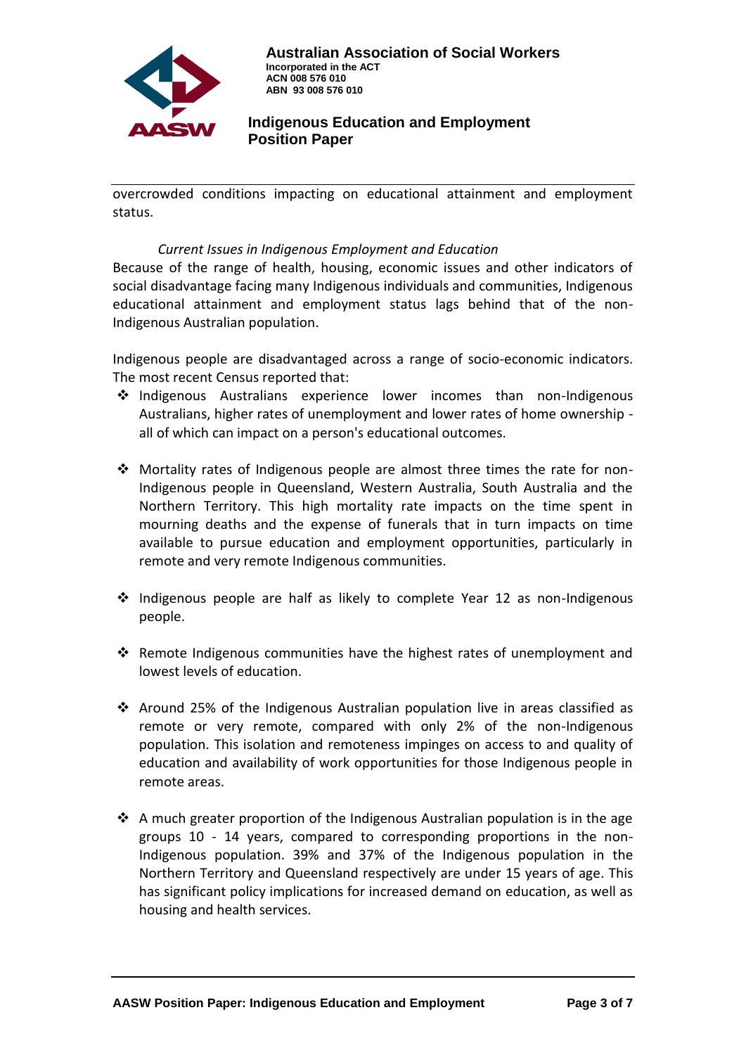overcrowded conditions impacting on educational attainment and employment status.

*Current Issues in Indigenous Employment and Education*

Because of the range of health, housing, economic issues and other indicators of social disadvantage facing many Indigenous individuals and communities, Indigenous educational attainment and employment status lags behind that of the non-Indigenous Australian population.

Indigenous people are disadvantaged across a range of socio-economic indicators. The most recent Census reported that:

- Indigenous Australians experience lower incomes than non-Indigenous Australians, higher rates of unemployment and lower rates of home ownership - all of which can impact on a person's educational outcomes.

- Mortality rates of Indigenous people are almost three times the rate for non-Indigenous people in Queensland, Western Australia, South Australia and the Northern Territory. This high mortality rate impacts on the time spent in mourning deaths and the expense of funerals that in turn impacts on time available to pursue education and employment opportunities, particularly in remote and very remote Indigenous communities.

- Indigenous people are half as likely to complete Year 12 as non-Indigenous people.

- Remote Indigenous communities have the highest rates of unemployment and lowest levels of education.

- Around 25% of the Indigenous Australian population live in areas classified as remote or very remote, compared with only 2% of the non-Indigenous population. This isolation and remoteness impinges on access to and quality of education and availability of work opportunities for those Indigenous people in remote areas.

- A much greater proportion of the Indigenous Australian population is in the age groups 10 - 14 years, compared to corresponding proportions in the non-Indigenous population. 39% and 37% of the Indigenous population in the Northern Territory and Queensland respectively are under 15 years of age. This has significant policy implications for increased demand on education, as well as housing and health services.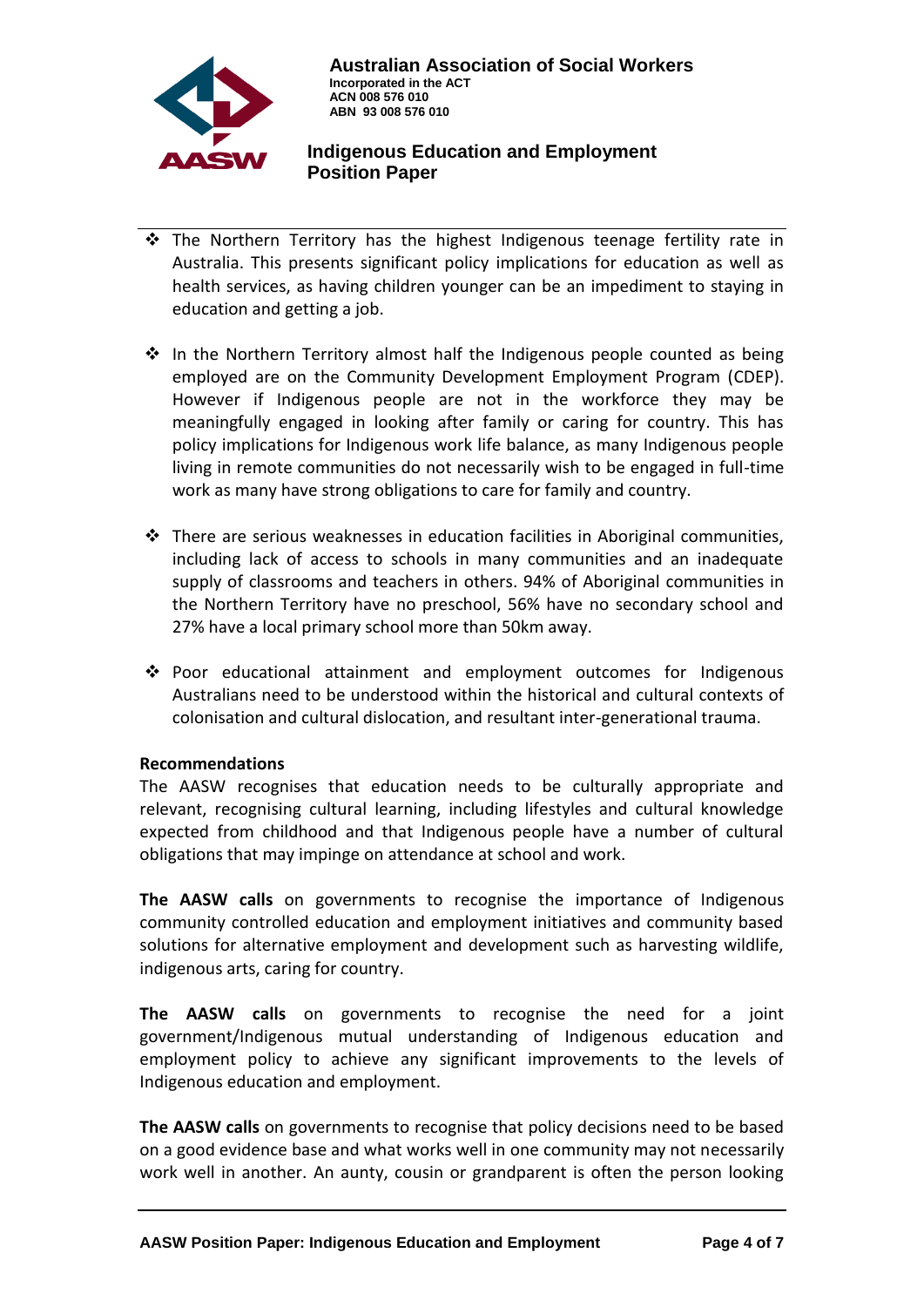- The Northern Territory has the highest Indigenous teenage fertility rate in Australia. This presents significant policy implications for education as well as health services, as having children younger can be an impediment to staying in education and getting a job.

- In the Northern Territory almost half the Indigenous people counted as being employed are on the Community Development Employment Program (CDEP). However if Indigenous people are not in the workforce they may be meaningfully engaged in looking after family or caring for country. This has policy implications for Indigenous work life balance, as many Indigenous people living in remote communities do not necessarily wish to be engaged in full-time work as many have strong obligations to care for family and country.

- There are serious weaknesses in education facilities in Aboriginal communities, including lack of access to schools in many communities and an inadequate supply of classrooms and teachers in others. 94% of Aboriginal communities in the Northern Territory have no preschool, 56% have no secondary school and 27% have a local primary school more than 50km away.

- Poor educational attainment and employment outcomes for Indigenous Australians need to be understood within the historical and cultural contexts of colonisation and cultural dislocation, and resultant inter-generational trauma.

**Recommendations**

The AASW recognises that education needs to be culturally appropriate and relevant, recognising cultural learning, including lifestyles and cultural knowledge expected from childhood and that Indigenous people have a number of cultural obligations that may impinge on attendance at school and work.

**The AASW calls** on governments to recognise the importance of Indigenous community controlled education and employment initiatives and community based solutions for alternative employment and development such as harvesting wildlife, indigenous arts, caring for country.

**The AASW calls** on governments to recognise the need for a joint government/Indigenous mutual understanding of Indigenous education and employment policy to achieve any significant improvements to the levels of Indigenous education and employment.

**The AASW calls** on governments to recognise that policy decisions need to be based on a good evidence base and what works well in one community may not necessarily work well in another. An aunty, cousin or grandparent is often the person looking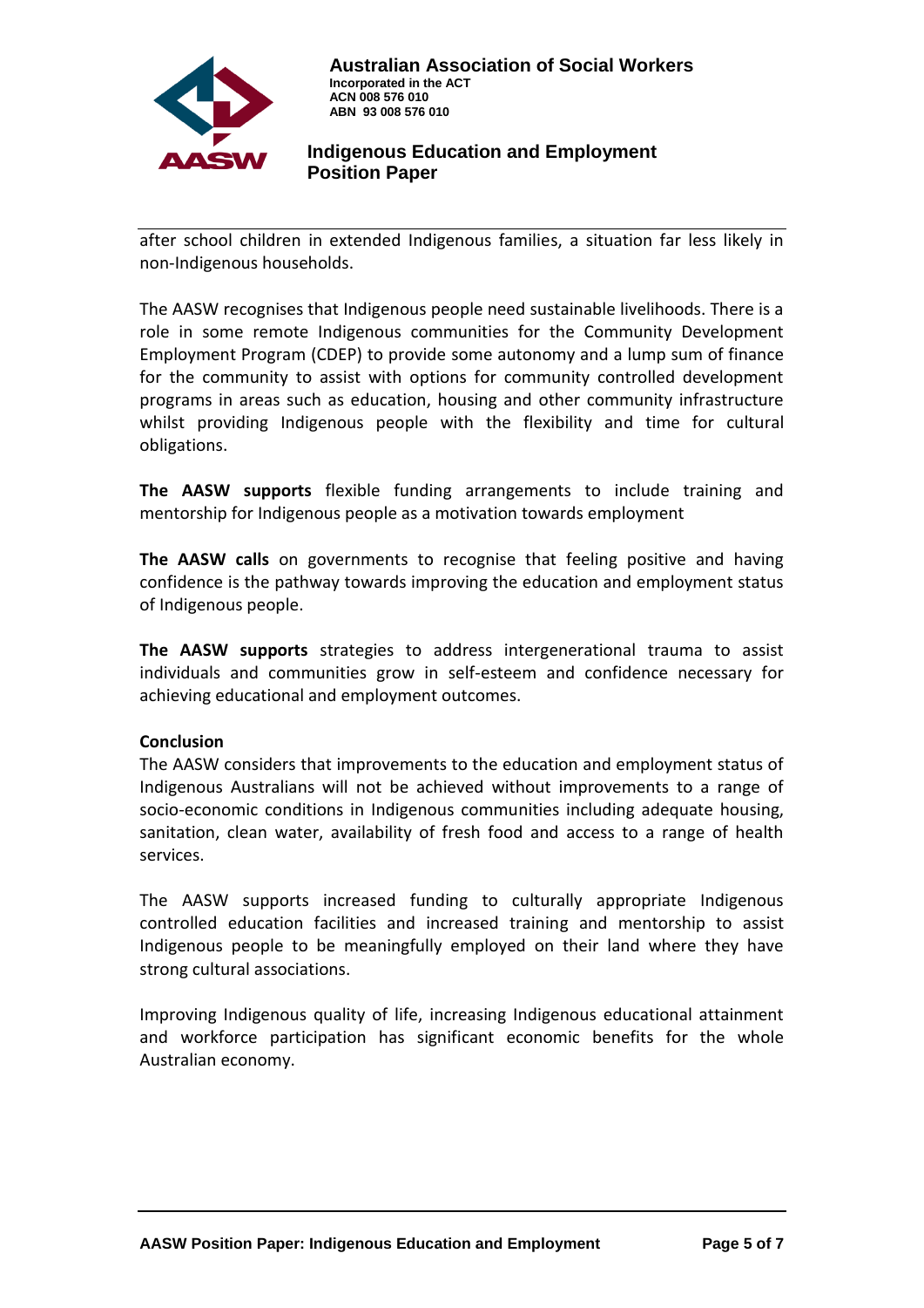after school children in extended Indigenous families, a situation far less likely in non-Indigenous households.

The AASW recognises that Indigenous people need sustainable livelihoods. There is a role in some remote Indigenous communities for the Community Development Employment Program (CDEP) to provide some autonomy and a lump sum of finance for the community to assist with options for community controlled development programs in areas such as education, housing and other community infrastructure whilst providing Indigenous people with the flexibility and time for cultural obligations.

**The AASW supports** flexible funding arrangements to include training and mentorship for Indigenous people as a motivation towards employment

**The AASW calls** on governments to recognise that feeling positive and having confidence is the pathway towards improving the education and employment status of Indigenous people.

**The AASW supports** strategies to address intergenerational trauma to assist individuals and communities grow in self-esteem and confidence necessary for achieving educational and employment outcomes.

**Conclusion**

The AASW considers that improvements to the education and employment status of Indigenous Australians will not be achieved without improvements to a range of socio-economic conditions in Indigenous communities including adequate housing, sanitation, clean water, availability of fresh food and access to a range of health services.

The AASW supports increased funding to culturally appropriate Indigenous controlled education facilities and increased training and mentorship to assist Indigenous people to be meaningfully employed on their land where they have strong cultural associations.

Improving Indigenous quality of life, increasing Indigenous educational attainment and workforce participation has significant economic benefits for the whole Australian economy.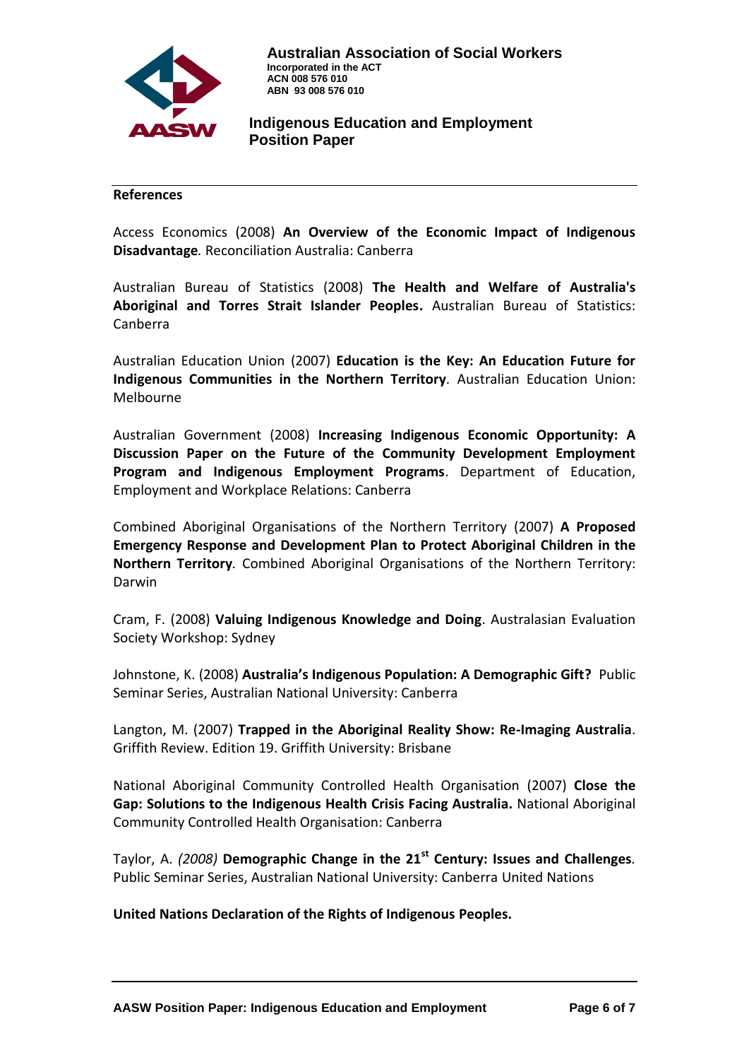## References

Access Economics (2008) **An Overview of the Economic Impact of Indigenous Disadvantage***.* Reconciliation Australia: Canberra

Australian Bureau of Statistics (2008) **The Health and Welfare of Australia's Aboriginal and Torres Strait Islander Peoples.** Australian Bureau of Statistics: Canberra

Australian Education Union (2007) **Education is the Key: An Education Future for Indigenous Communities in the Northern Territory**. Australian Education Union: Melbourne

Australian Government (2008) **Increasing Indigenous Economic Opportunity: A Discussion Paper on the Future of the Community Development Employment Program and Indigenous Employment Programs**. Department of Education, Employment and Workplace Relations: Canberra

Combined Aboriginal Organisations of the Northern Territory (2007) **A Proposed Emergency Response and Development Plan to Protect Aboriginal Children in the Northern Territory***.* Combined Aboriginal Organisations of the Northern Territory: Darwin

Cram, F. (2008) **Valuing Indigenous Knowledge and Doing**. Australasian Evaluation Society Workshop: Sydney

Johnstone, K. (2008) **Australia's Indigenous Population: A Demographic Gift?** Public Seminar Series, Australian National University: Canberra

Langton, M. (2007) **Trapped in the Aboriginal Reality Show: Re-Imaging Australia**. Griffith Review. Edition 19. Griffith University: Brisbane

National Aboriginal Community Controlled Health Organisation (2007) **Close the Gap: Solutions to the Indigenous Health Crisis Facing Australia.** National Aboriginal Community Controlled Health Organisation: Canberra

Taylor, A. *(2008)* **Demographic Change in the 21st Century: Issues and Challenges**. Public Seminar Series, Australian National University: Canberra United Nations

**United Nations Declaration of the Rights of Indigenous Peoples.**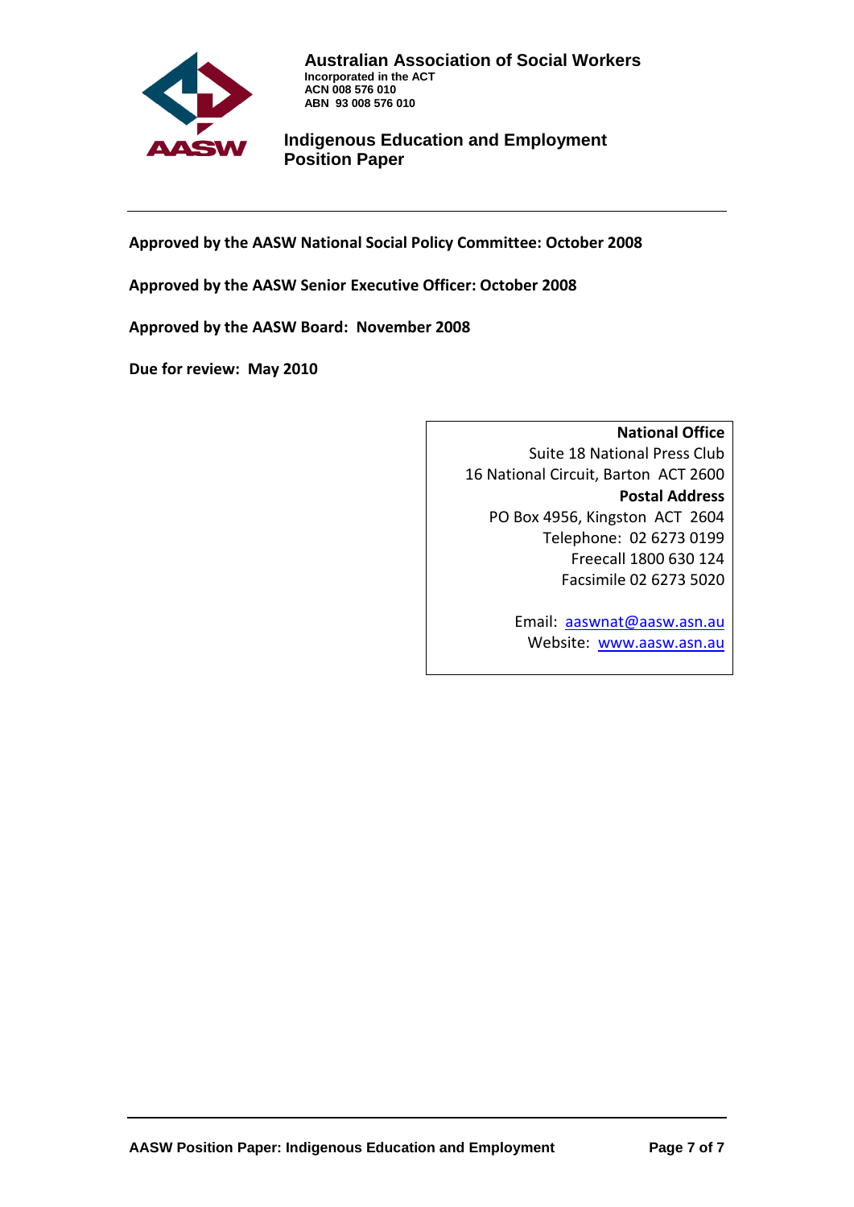**Australian Association of Social Workers**
**Incorporated in the ACT**
**ACN 008 576 010**
**ABN 93 008 576 010**

**Indigenous Education and Employment Position Paper**

---

**Approved by the AASW National Social Policy Committee: October 2008**

**Approved by the AASW Senior Executive Officer: October 2008**

**Approved by the AASW Board: November 2008**

**Due for review: May 2010**

**National Office**
Suite 18 National Press Club
16 National Circuit, Barton ACT 2600
**Postal Address**
PO Box 4956, Kingston ACT 2604
Telephone: 02 6273 0199
Freecall 1800 630 124
Facsimile 02 6273 5020

Email: aaswnat@aasw.asn.au
Website: www.aasw.asn.au